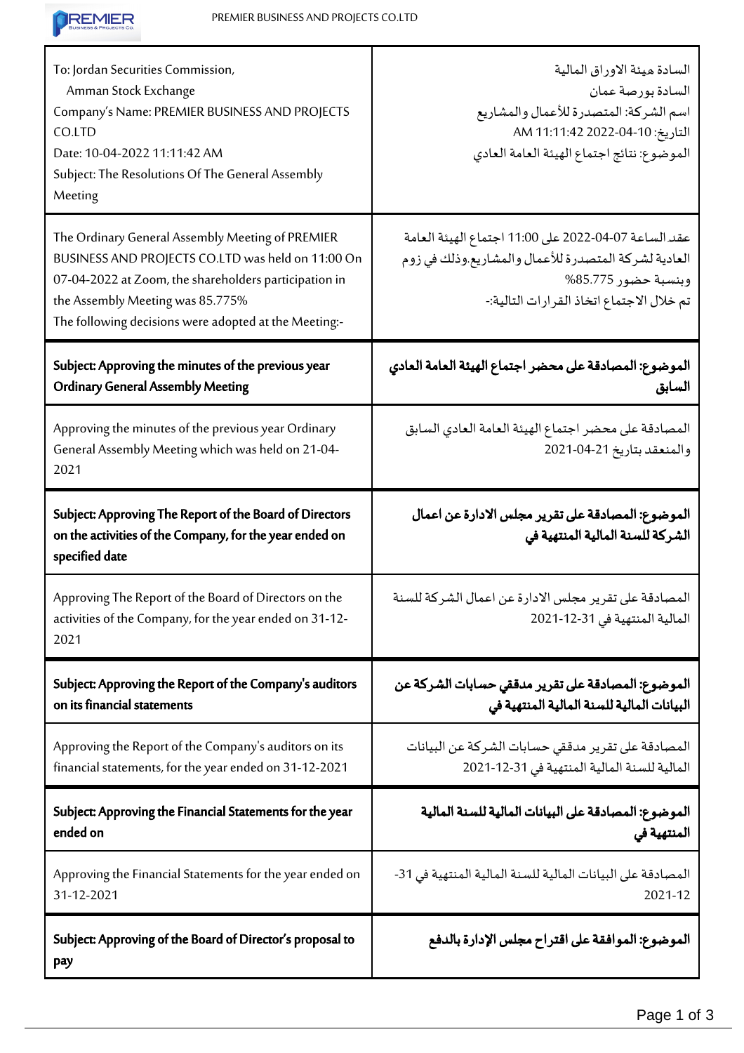| To: Jordan Securities Commission,<br>Amman Stock Exchange<br>Company's Name: PREMIER BUSINESS AND PROJECTS CO.LTD<br>Date: 10-04-2022 11:11:42 AM<br>Subject: The Resolutions Of The General Assembly Meeting | السادة هيئة الاوراق المالية<br>السادة بورصة عمان<br>اسم الشركة: المتصدرة للأعمال والمشاريع<br>التاريخ: 10-04-2022 11:11:42 AM<br>الموضوع: نتائج اجتماع الهيئة العامة العادي |
|---|---|
| The Ordinary General Assembly Meeting of PREMIER BUSINESS AND PROJECTS CO.LTD was held on 11:00 On 07-04-2022 at Zoom, the shareholders participation in the Assembly Meeting was 85.775%<br>The following decisions were adopted at the Meeting:- | عقد الساعة 07-04-2022 على 11:00 اجتماع الهيئة العامة العادية لشركة المتصدرة للأعمال والمشاريع.وذلك في زوم وبنسبة حضور 85.775%<br>تم خلال الاجتماع اتخاذ القرارات التالية:- |
| **Subject: Approving the minutes of the previous year Ordinary General Assembly Meeting** | **الموضوع: المصادقة على محضر اجتماع الهيئة العامة العادي السابق** |
| Approving the minutes of the previous year Ordinary General Assembly Meeting which was held on 21-04-2021 | المصادقة على محضر اجتماع الهيئة العامة العادي السابق والمنعقد بتاريخ 21-04-2021 |
| **Subject: Approving The Report of the Board of Directors on the activities of the Company, for the year ended on specified date** | **الموضوع: المصادقة على تقرير مجلس الادارة عن اعمال الشركة للسنة المالية المنتهية في** |
| Approving The Report of the Board of Directors on the activities of the Company, for the year ended on 31-12-2021 | المصادقة على تقرير مجلس الادارة عن اعمال الشركة للسنة المالية المنتهية في 31-12-2021 |
| **Subject: Approving the Report of the Company's auditors on its financial statements** | **الموضوع: المصادقة على تقرير مدققي حسابات الشركة عن البيانات المالية للسنة المالية المنتهية في** |
| Approving the Report of the Company's auditors on its financial statements, for the year ended on 31-12-2021 | المصادقة على تقرير مدققي حسابات الشركة عن البيانات المالية للسنة المالية المنتهية في 31-12-2021 |
| **Subject: Approving the Financial Statements for the year ended on** | **الموضوع: المصادقة على البيانات المالية للسنة المالية المنتهية في** |
| Approving the Financial Statements for the year ended on 31-12-2021 | المصادقة على البيانات المالية للسنة المالية المنتهية في 31-12-2021 |
| **Subject: Approving of the Board of Director's proposal to pay** | **الموضوع: الموافقة على اقتراح مجلس الإدارة بالدفع** |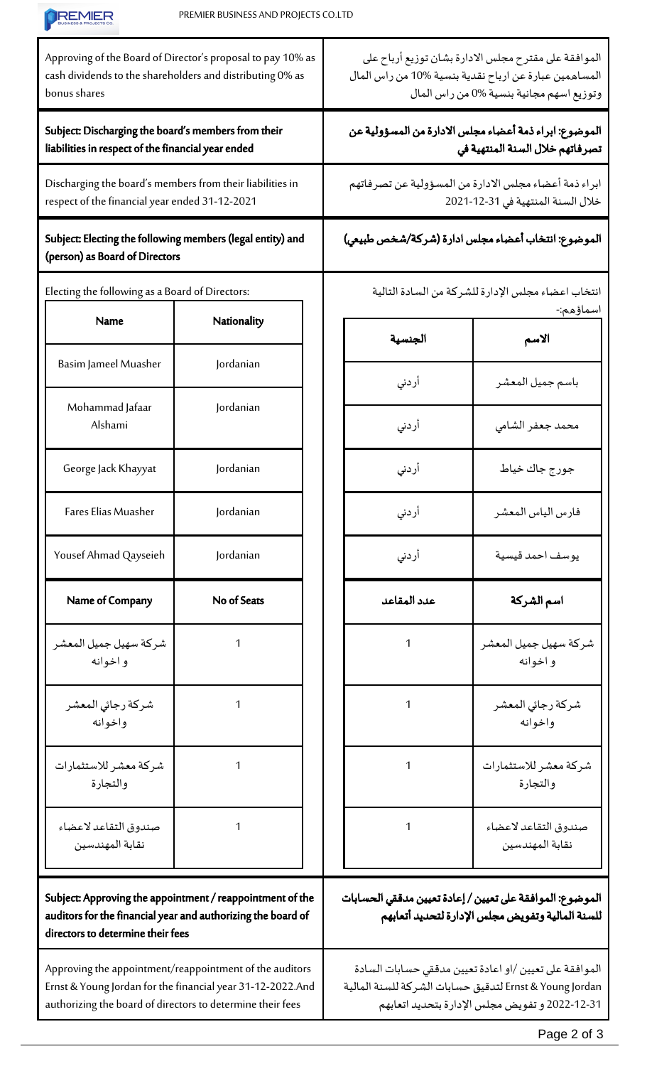| Approving of the Board of Director's proposal to pay 10% as cash dividends to the shareholders and distributing 0% as bonus shares | الموافقة على مقترح مجلس الادارة بشان توزيع أرباح على المساهمين عبارة عن ارباح نقدية بنسبة 10% من راس المال وتوزيع اسهم مجانية بنسبة 0% من راس المال |
|---|---|
| **Subject: Discharging the board's members from their liabilities in respect of the financial year ended** | **الموضوع: ابراء ذمة أعضاء مجلس الادارة من المسؤولية عن تصرفاتهم خلال السنة المنتهية في** |
| Discharging the board's members from their liabilities in respect of the financial year ended 31-12-2021 | ابراء ذمة أعضاء مجلس الادارة من المسؤولية عن تصرفاتهم خلال السنة المنتهية في 31-12-2021 |
| **Subject: Electing the following members (legal entity) and (person) as Board of Directors** | **الموضوع: انتخاب أعضاء مجلس ادارة (شركة/شخص طبيعي)** |

Electing the following as a Board of Directors:

انتخاب اعضاء مجلس الإدارة للشركة من السادة التالية اسماؤهم:-

| Name | Nationality | الجنسية | الاسم |
|---|---|---|---|
| Basim Jameel Muasher | Jordanian | أردني | باسم جميل المعشر |
| Mohammad Jafaar Alshami | Jordanian | أردني | محمد جعفر الشامي |
| George Jack Khayyat | Jordanian | أردني | جورج جاك خياط |
| Fares Elias Muasher | Jordanian | أردني | فارس الياس المعشر |
| Yousef Ahmad Qayseieh | Jordanian | أردني | يوسف احمد قيسية |
| **Name of Company** | **No of Seats** | **عدد المقاعد** | **اسم الشركة** |
| شركة سهيل جميل المعشر و اخوانه | 1 | 1 | شركة سهيل جميل المعشر و اخوانه |
| شركة رجائي المعشر واخوانه | 1 | 1 | شركة رجائي المعشر واخوانه |
| شركة معشر للاستثمارات والتجارة | 1 | 1 | شركة معشر للاستثمارات والتجارة |
| صندوق التقاعد لاعضاء نقابة المهندسين | 1 | 1 | صندوق التقاعد لاعضاء نقابة المهندسين |

| **Subject: Approving the appointment / reappointment of the auditors for the financial year and authorizing the board of directors to determine their fees** | **الموضوع: الموافقة على تعيين / إعادة تعيين مدققي الحسابات للسنة المالية وتفويض مجلس الإدارة لتحديد أتعابهم** |
|---|---|
| Approving the appointment/reappointment of the auditors Ernst & Young Jordan for the financial year 31-12-2022.And authorizing the board of directors to determine their fees | الموافقة على تعيين /او اعادة تعيين مدققي حسابات السادة Ernst & Young Jordan لتدقيق حسابات الشركة للسنة المالية 31-12-2022 و تفويض مجلس الإدارة بتحديد اتعابهم |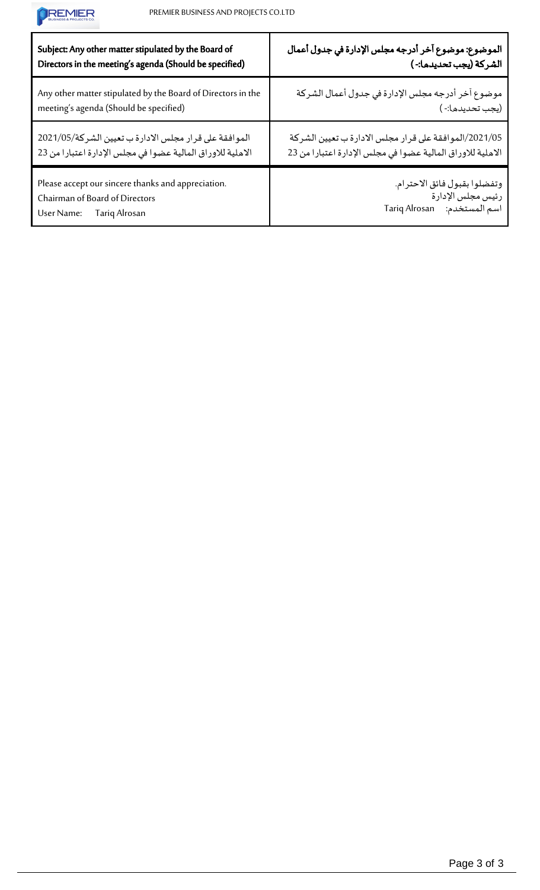| Subject: Any other matter stipulated by the Board of Directors in the meeting's agenda (Should be specified) | الموضوع: موضوع آخر أدرجه مجلس الإدارة في جدول أعمال الشركة (يجب تحديدها:-) |
|---|---|
| Any other matter stipulated by the Board of Directors in the meeting's agenda (Should be specified) | موضوع آخر أدرجه مجلس الإدارة في جدول أعمال الشركة (يجب تحديدها:-) |
| الموافقة على قرار مجلس الادارة ب تعيين الشركة2021/05/ الاهلية للاوراق المالية عضوا في مجلس الإدارة اعتبارا من 23 | 2021/05/الموافقة على قرار مجلس الادارة ب تعيين الشركة الاهلية للاوراق المالية عضوا في مجلس الإدارة اعتبارا من 23 |
| Please accept our sincere thanks and appreciation.<br>Chairman of Board of Directors<br>User Name: Tariq Alrosan | وتفضلوا بقبول فائق الاحترام.<br>رئيس مجلس الإدارة<br>اسم المستخدم: Tariq Alrosan |